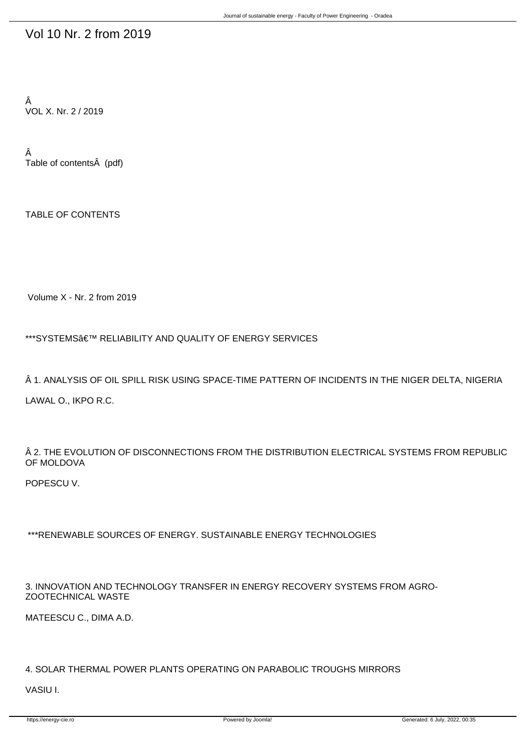# Vol 10 Nr. 2 from 2019

Â
VOL X. Nr. 2 / 2019

Â
Table of contentsÂ  (pdf)

TABLE OF CONTENTS

Volume X - Nr. 2 from 2019

***SYSTEMSâ€™ RELIABILITY AND QUALITY OF ENERGY SERVICES

Â 1. ANALYSIS OF OIL SPILL RISK USING SPACE-TIME PATTERN OF INCIDENTS IN THE NIGER DELTA, NIGERIA

LAWAL O., IKPO R.C.

Â 2. THE EVOLUTION OF DISCONNECTIONS FROM THE DISTRIBUTION ELECTRICAL SYSTEMS FROM REPUBLIC OF MOLDOVA

POPESCU V.

***RENEWABLE SOURCES OF ENERGY. SUSTAINABLE ENERGY TECHNOLOGIES

3. INNOVATION AND TECHNOLOGY TRANSFER IN ENERGY RECOVERY SYSTEMS FROM AGRO-ZOOTECHNICAL WASTE

MATEESCU C., DIMA A.D.

4. SOLAR THERMAL POWER PLANTS OPERATING ON PARABOLIC TROUGHS MIRRORS

VASIU I.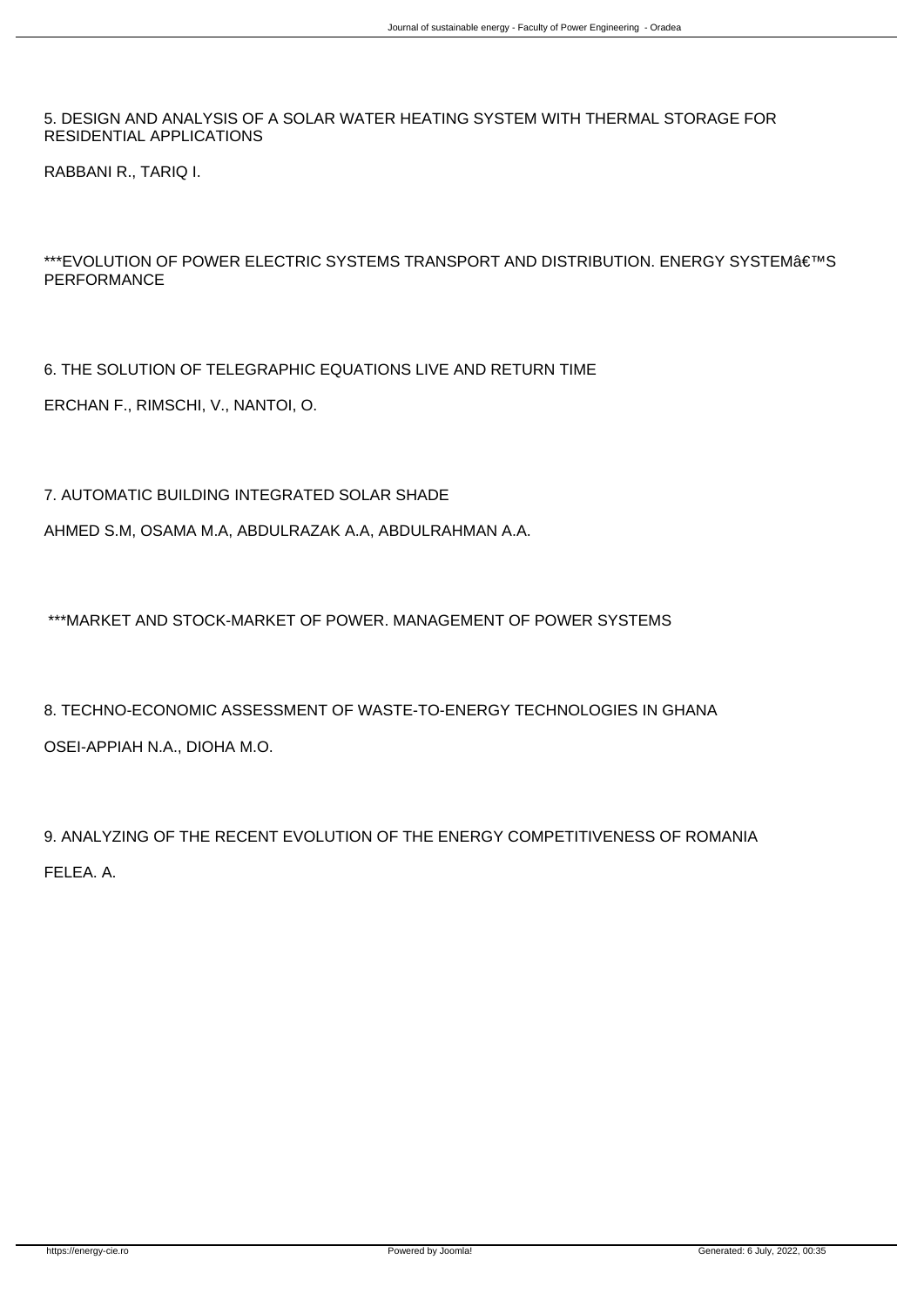5. DESIGN AND ANALYSIS OF A SOLAR WATER HEATING SYSTEM WITH THERMAL STORAGE FOR RESIDENTIAL APPLICATIONS

RABBANI R., TARIQ I.

***EVOLUTION OF POWER ELECTRIC SYSTEMS TRANSPORT AND DISTRIBUTION. ENERGY SYSTEMâ€™S PERFORMANCE

6. THE SOLUTION OF TELEGRAPHIC EQUATIONS LIVE AND RETURN TIME

ERCHAN F., RIMSCHI, V., NANTOI, O.

7. AUTOMATIC BUILDING INTEGRATED SOLAR SHADE

AHMED S.M, OSAMA M.A, ABDULRAZAK A.A, ABDULRAHMAN A.A.

***MARKET AND STOCK-MARKET OF POWER. MANAGEMENT OF POWER SYSTEMS

8. TECHNO-ECONOMIC ASSESSMENT OF WASTE-TO-ENERGY TECHNOLOGIES IN GHANA

OSEI-APPIAH N.A., DIOHA M.O.

9. ANALYZING OF THE RECENT EVOLUTION OF THE ENERGY COMPETITIVENESS OF ROMANIA

FELEA. A.